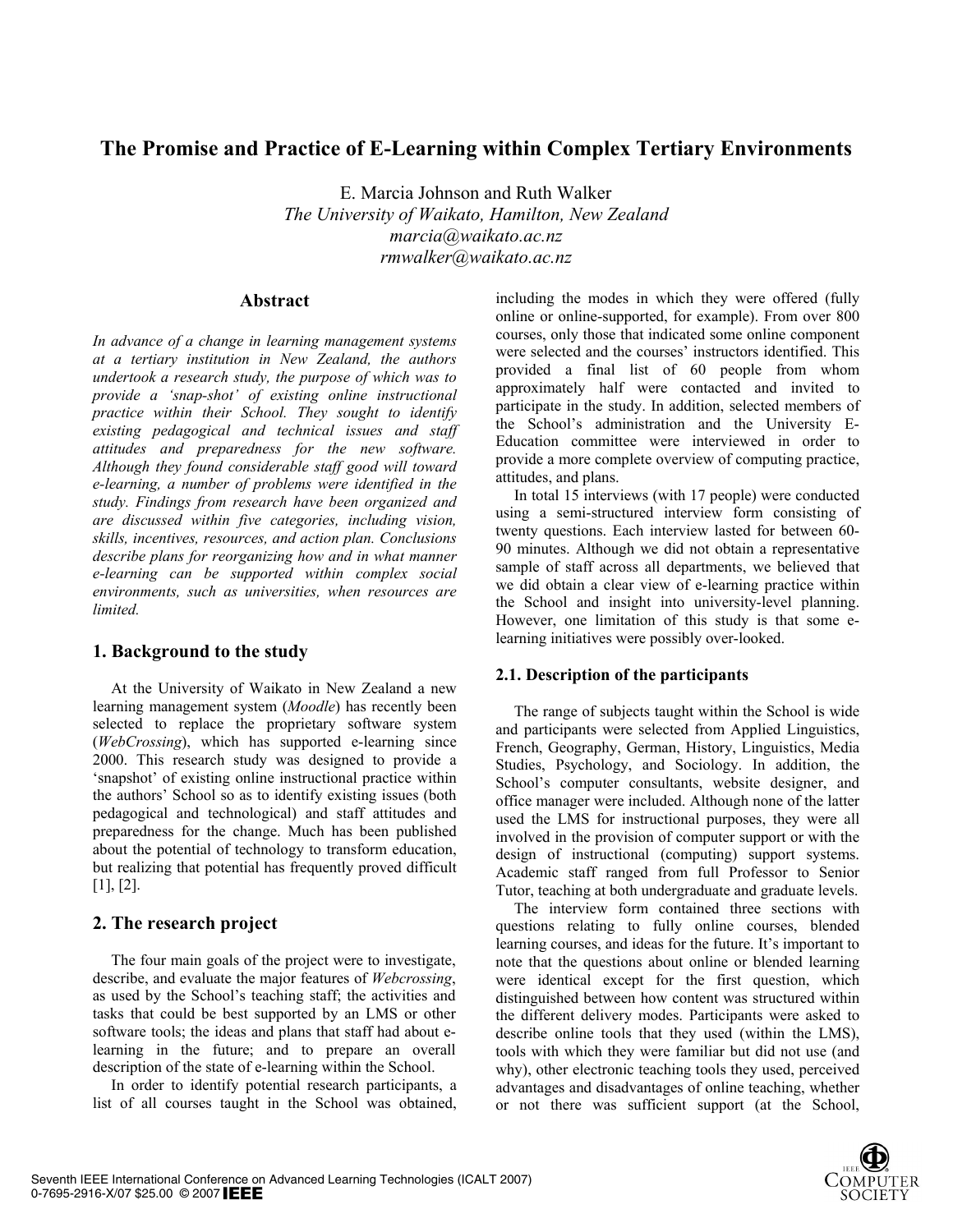# The Promise and Practice of E-Learning within Complex Tertiary Environments

E. Marcia Johnson and Ruth Walker
*The University of Waikato, Hamilton, New Zealand*
*marcia@waikato.ac.nz*
*rmwalker@waikato.ac.nz*

## Abstract

*In advance of a change in learning management systems at a tertiary institution in New Zealand, the authors undertook a research study, the purpose of which was to provide a 'snap-shot' of existing online instructional practice within their School. They sought to identify existing pedagogical and technical issues and staff attitudes and preparedness for the new software. Although they found considerable staff good will toward e-learning, a number of problems were identified in the study. Findings from research have been organized and are discussed within five categories, including vision, skills, incentives, resources, and action plan. Conclusions describe plans for reorganizing how and in what manner e-learning can be supported within complex social environments, such as universities, when resources are limited.*

## 1. Background to the study

At the University of Waikato in New Zealand a new learning management system (*Moodle*) has recently been selected to replace the proprietary software system (*WebCrossing*), which has supported e-learning since 2000. This research study was designed to provide a 'snapshot' of existing online instructional practice within the authors' School so as to identify existing issues (both pedagogical and technological) and staff attitudes and preparedness for the change. Much has been published about the potential of technology to transform education, but realizing that potential has frequently proved difficult [1], [2].

## 2. The research project

The four main goals of the project were to investigate, describe, and evaluate the major features of *Webcrossing*, as used by the School's teaching staff; the activities and tasks that could be best supported by an LMS or other software tools; the ideas and plans that staff had about e-learning in the future; and to prepare an overall description of the state of e-learning within the School.

In order to identify potential research participants, a list of all courses taught in the School was obtained, including the modes in which they were offered (fully online or online-supported, for example). From over 800 courses, only those that indicated some online component were selected and the courses' instructors identified. This provided a final list of 60 people from whom approximately half were contacted and invited to participate in the study. In addition, selected members of the School's administration and the University E-Education committee were interviewed in order to provide a more complete overview of computing practice, attitudes, and plans.

In total 15 interviews (with 17 people) were conducted using a semi-structured interview form consisting of twenty questions. Each interview lasted for between 60-90 minutes. Although we did not obtain a representative sample of staff across all departments, we believed that we did obtain a clear view of e-learning practice within the School and insight into university-level planning. However, one limitation of this study is that some e-learning initiatives were possibly over-looked.

### 2.1. Description of the participants

The range of subjects taught within the School is wide and participants were selected from Applied Linguistics, French, Geography, German, History, Linguistics, Media Studies, Psychology, and Sociology. In addition, the School's computer consultants, website designer, and office manager were included. Although none of the latter used the LMS for instructional purposes, they were all involved in the provision of computer support or with the design of instructional (computing) support systems. Academic staff ranged from full Professor to Senior Tutor, teaching at both undergraduate and graduate levels.

The interview form contained three sections with questions relating to fully online courses, blended learning courses, and ideas for the future. It's important to note that the questions about online or blended learning were identical except for the first question, which distinguished between how content was structured within the different delivery modes. Participants were asked to describe online tools that they used (within the LMS), tools with which they were familiar but did not use (and why), other electronic teaching tools they used, perceived advantages and disadvantages of online teaching, whether or not there was sufficient support (at the School,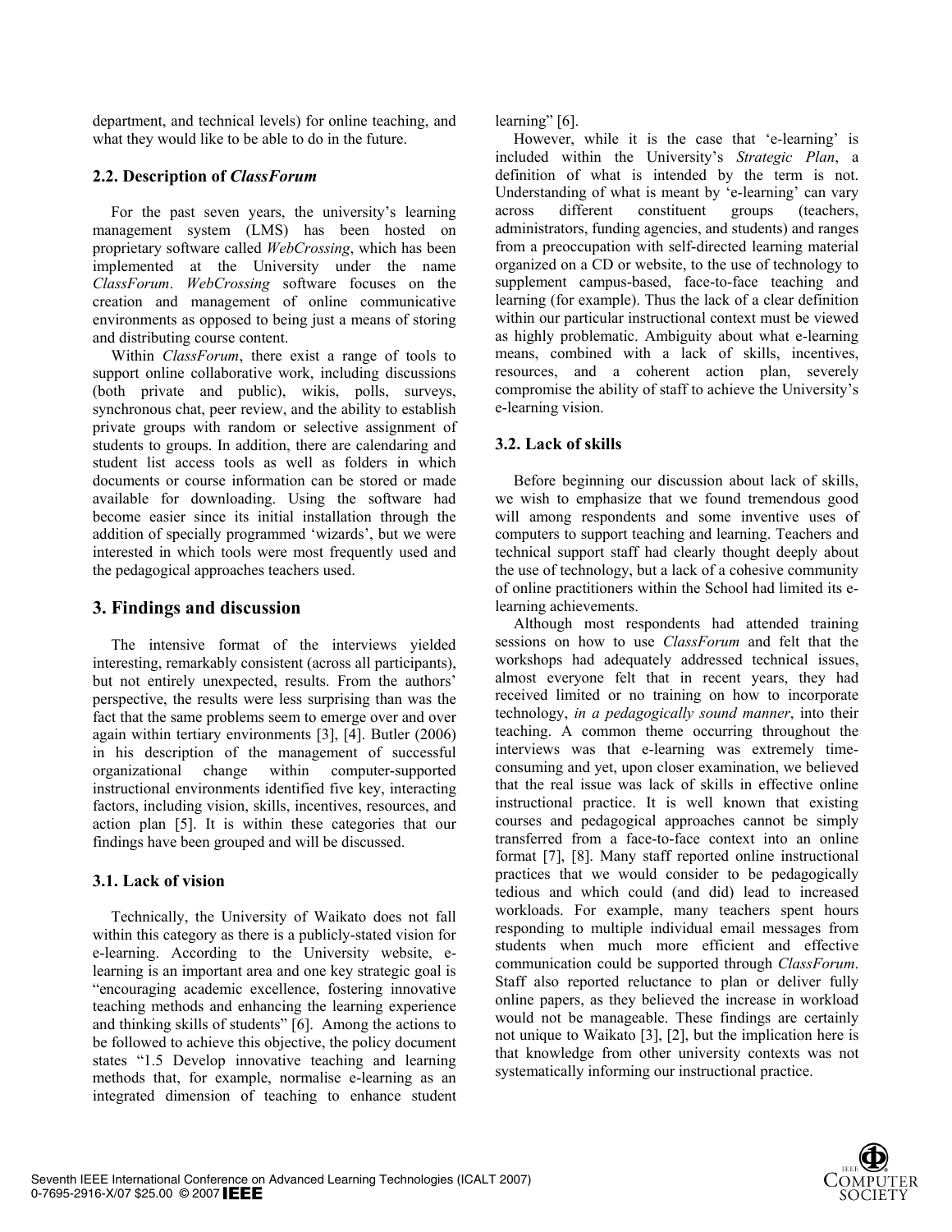department, and technical levels) for online teaching, and what they would like to be able to do in the future.

### 2.2. Description of *ClassForum*

For the past seven years, the university's learning management system (LMS) has been hosted on proprietary software called *WebCrossing*, which has been implemented at the University under the name *ClassForum*. *WebCrossing* software focuses on the creation and management of online communicative environments as opposed to being just a means of storing and distributing course content.

Within *ClassForum*, there exist a range of tools to support online collaborative work, including discussions (both private and public), wikis, polls, surveys, synchronous chat, peer review, and the ability to establish private groups with random or selective assignment of students to groups. In addition, there are calendaring and student list access tools as well as folders in which documents or course information can be stored or made available for downloading. Using the software had become easier since its initial installation through the addition of specially programmed 'wizards', but we were interested in which tools were most frequently used and the pedagogical approaches teachers used.

## 3. Findings and discussion

The intensive format of the interviews yielded interesting, remarkably consistent (across all participants), but not entirely unexpected, results. From the authors' perspective, the results were less surprising than was the fact that the same problems seem to emerge over and over again within tertiary environments [3], [4]. Butler (2006) in his description of the management of successful organizational change within computer-supported instructional environments identified five key, interacting factors, including vision, skills, incentives, resources, and action plan [5]. It is within these categories that our findings have been grouped and will be discussed.

### 3.1. Lack of vision

Technically, the University of Waikato does not fall within this category as there is a publicly-stated vision for e-learning. According to the University website, e-learning is an important area and one key strategic goal is "encouraging academic excellence, fostering innovative teaching methods and enhancing the learning experience and thinking skills of students" [6]. Among the actions to be followed to achieve this objective, the policy document states "1.5 Develop innovative teaching and learning methods that, for example, normalise e-learning as an integrated dimension of teaching to enhance student learning" [6].

However, while it is the case that 'e-learning' is included within the University's *Strategic Plan*, a definition of what is intended by the term is not. Understanding of what is meant by 'e-learning' can vary across different constituent groups (teachers, administrators, funding agencies, and students) and ranges from a preoccupation with self-directed learning material organized on a CD or website, to the use of technology to supplement campus-based, face-to-face teaching and learning (for example). Thus the lack of a clear definition within our particular instructional context must be viewed as highly problematic. Ambiguity about what e-learning means, combined with a lack of skills, incentives, resources, and a coherent action plan, severely compromise the ability of staff to achieve the University's e-learning vision.

### 3.2. Lack of skills

Before beginning our discussion about lack of skills, we wish to emphasize that we found tremendous good will among respondents and some inventive uses of computers to support teaching and learning. Teachers and technical support staff had clearly thought deeply about the use of technology, but a lack of a cohesive community of online practitioners within the School had limited its e-learning achievements.

Although most respondents had attended training sessions on how to use *ClassForum* and felt that the workshops had adequately addressed technical issues, almost everyone felt that in recent years, they had received limited or no training on how to incorporate technology, *in a pedagogically sound manner*, into their teaching. A common theme occurring throughout the interviews was that e-learning was extremely time-consuming and yet, upon closer examination, we believed that the real issue was lack of skills in effective online instructional practice. It is well known that existing courses and pedagogical approaches cannot be simply transferred from a face-to-face context into an online format [7], [8]. Many staff reported online instructional practices that we would consider to be pedagogically tedious and which could (and did) lead to increased workloads. For example, many teachers spent hours responding to multiple individual email messages from students when much more efficient and effective communication could be supported through *ClassForum*. Staff also reported reluctance to plan or deliver fully online papers, as they believed the increase in workload would not be manageable. These findings are certainly not unique to Waikato [3], [2], but the implication here is that knowledge from other university contexts was not systematically informing our instructional practice.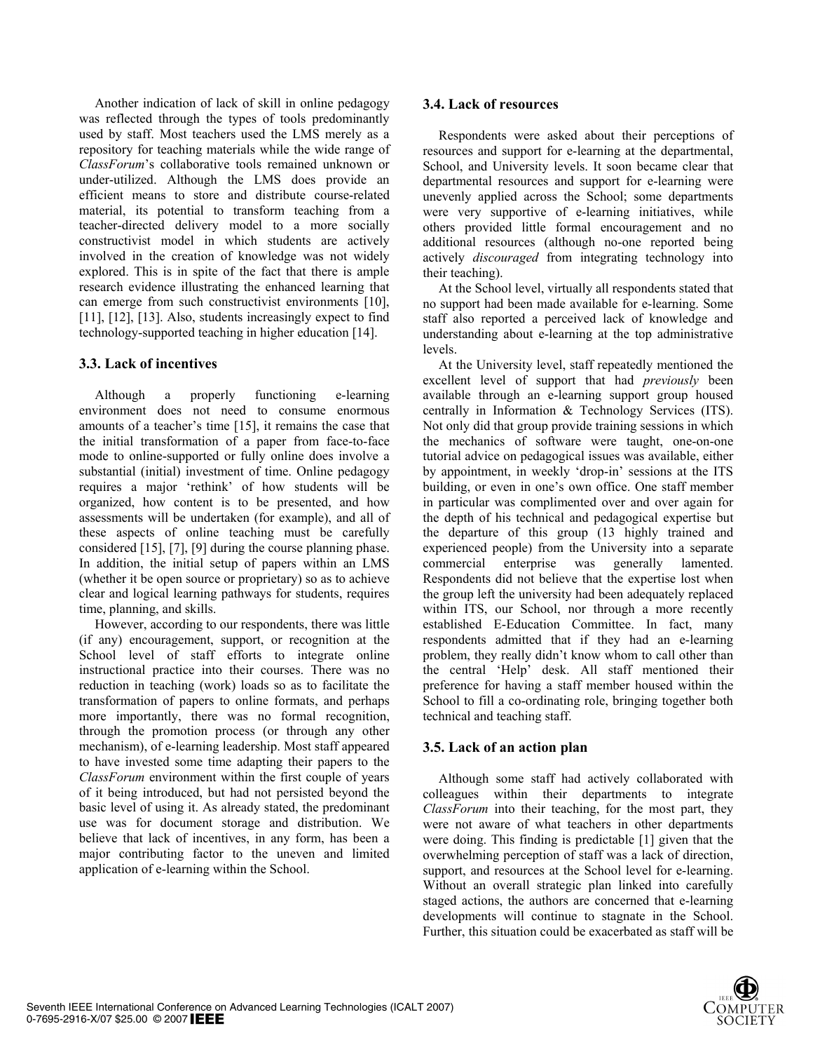Another indication of lack of skill in online pedagogy was reflected through the types of tools predominantly used by staff. Most teachers used the LMS merely as a repository for teaching materials while the wide range of *ClassForum*'s collaborative tools remained unknown or under-utilized. Although the LMS does provide an efficient means to store and distribute course-related material, its potential to transform teaching from a teacher-directed delivery model to a more socially constructivist model in which students are actively involved in the creation of knowledge was not widely explored. This is in spite of the fact that there is ample research evidence illustrating the enhanced learning that can emerge from such constructivist environments [10], [11], [12], [13]. Also, students increasingly expect to find technology-supported teaching in higher education [14].

### 3.3. Lack of incentives

Although a properly functioning e-learning environment does not need to consume enormous amounts of a teacher's time [15], it remains the case that the initial transformation of a paper from face-to-face mode to online-supported or fully online does involve a substantial (initial) investment of time. Online pedagogy requires a major 'rethink' of how students will be organized, how content is to be presented, and how assessments will be undertaken (for example), and all of these aspects of online teaching must be carefully considered [15], [7], [9] during the course planning phase. In addition, the initial setup of papers within an LMS (whether it be open source or proprietary) so as to achieve clear and logical learning pathways for students, requires time, planning, and skills.

However, according to our respondents, there was little (if any) encouragement, support, or recognition at the School level of staff efforts to integrate online instructional practice into their courses. There was no reduction in teaching (work) loads so as to facilitate the transformation of papers to online formats, and perhaps more importantly, there was no formal recognition, through the promotion process (or through any other mechanism), of e-learning leadership. Most staff appeared to have invested some time adapting their papers to the *ClassForum* environment within the first couple of years of it being introduced, but had not persisted beyond the basic level of using it. As already stated, the predominant use was for document storage and distribution. We believe that lack of incentives, in any form, has been a major contributing factor to the uneven and limited application of e-learning within the School.

### 3.4. Lack of resources

Respondents were asked about their perceptions of resources and support for e-learning at the departmental, School, and University levels. It soon became clear that departmental resources and support for e-learning were unevenly applied across the School; some departments were very supportive of e-learning initiatives, while others provided little formal encouragement and no additional resources (although no-one reported being actively *discouraged* from integrating technology into their teaching).

At the School level, virtually all respondents stated that no support had been made available for e-learning. Some staff also reported a perceived lack of knowledge and understanding about e-learning at the top administrative levels.

At the University level, staff repeatedly mentioned the excellent level of support that had *previously* been available through an e-learning support group housed centrally in Information & Technology Services (ITS). Not only did that group provide training sessions in which the mechanics of software were taught, one-on-one tutorial advice on pedagogical issues was available, either by appointment, in weekly 'drop-in' sessions at the ITS building, or even in one's own office. One staff member in particular was complimented over and over again for the depth of his technical and pedagogical expertise but the departure of this group (13 highly trained and experienced people) from the University into a separate commercial enterprise was generally lamented. Respondents did not believe that the expertise lost when the group left the university had been adequately replaced within ITS, our School, nor through a more recently established E-Education Committee. In fact, many respondents admitted that if they had an e-learning problem, they really didn't know whom to call other than the central 'Help' desk. All staff mentioned their preference for having a staff member housed within the School to fill a co-ordinating role, bringing together both technical and teaching staff.

### 3.5. Lack of an action plan

Although some staff had actively collaborated with colleagues within their departments to integrate *ClassForum* into their teaching, for the most part, they were not aware of what teachers in other departments were doing. This finding is predictable [1] given that the overwhelming perception of staff was a lack of direction, support, and resources at the School level for e-learning. Without an overall strategic plan linked into carefully staged actions, the authors are concerned that e-learning developments will continue to stagnate in the School. Further, this situation could be exacerbated as staff will be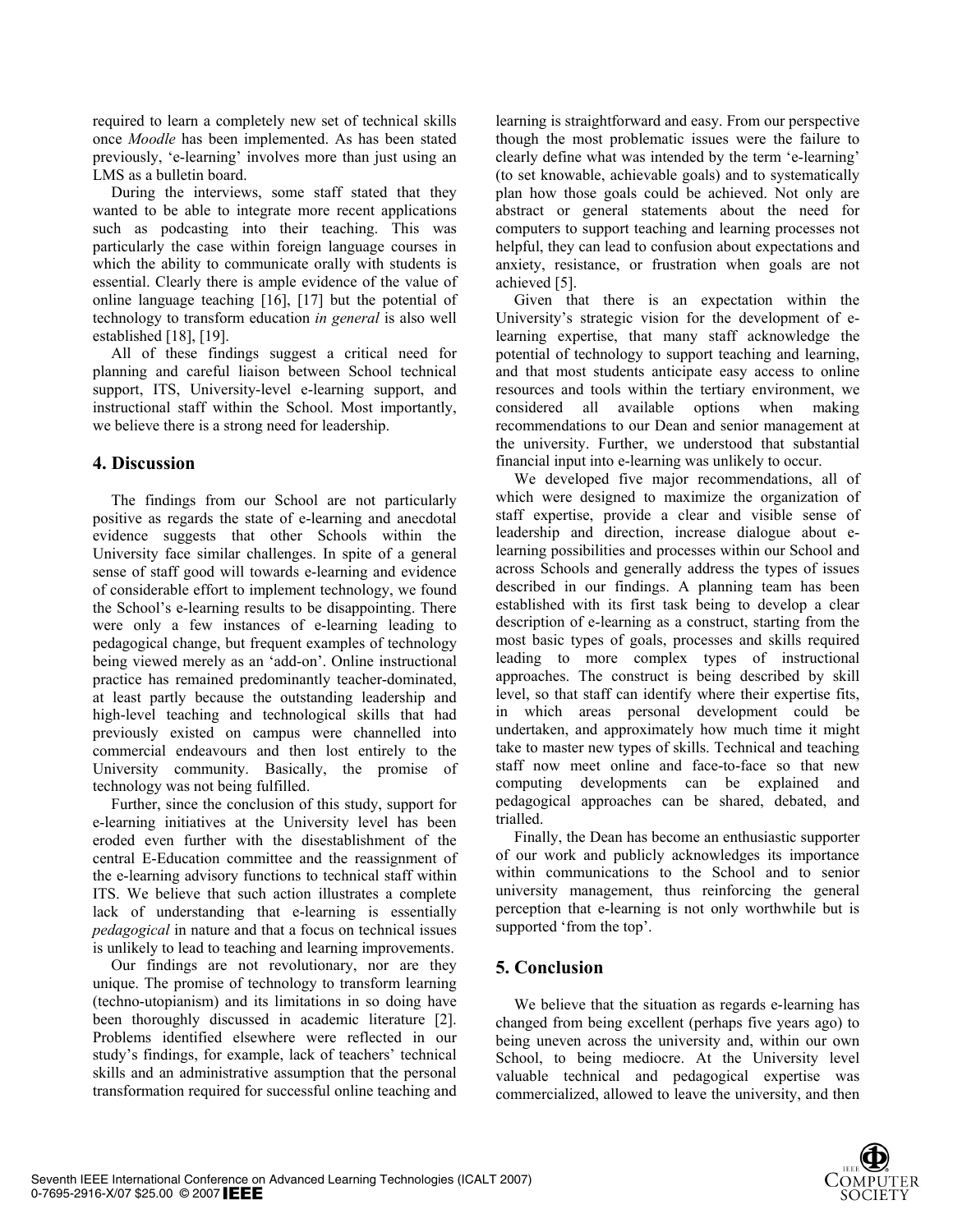required to learn a completely new set of technical skills once *Moodle* has been implemented. As has been stated previously, 'e-learning' involves more than just using an LMS as a bulletin board.

During the interviews, some staff stated that they wanted to be able to integrate more recent applications such as podcasting into their teaching. This was particularly the case within foreign language courses in which the ability to communicate orally with students is essential. Clearly there is ample evidence of the value of online language teaching [16], [17] but the potential of technology to transform education *in general* is also well established [18], [19].

All of these findings suggest a critical need for planning and careful liaison between School technical support, ITS, University-level e-learning support, and instructional staff within the School. Most importantly, we believe there is a strong need for leadership.

## 4. Discussion

The findings from our School are not particularly positive as regards the state of e-learning and anecdotal evidence suggests that other Schools within the University face similar challenges. In spite of a general sense of staff good will towards e-learning and evidence of considerable effort to implement technology, we found the School's e-learning results to be disappointing. There were only a few instances of e-learning leading to pedagogical change, but frequent examples of technology being viewed merely as an 'add-on'. Online instructional practice has remained predominantly teacher-dominated, at least partly because the outstanding leadership and high-level teaching and technological skills that had previously existed on campus were channelled into commercial endeavours and then lost entirely to the University community. Basically, the promise of technology was not being fulfilled.

Further, since the conclusion of this study, support for e-learning initiatives at the University level has been eroded even further with the disestablishment of the central E-Education committee and the reassignment of the e-learning advisory functions to technical staff within ITS. We believe that such action illustrates a complete lack of understanding that e-learning is essentially *pedagogical* in nature and that a focus on technical issues is unlikely to lead to teaching and learning improvements.

Our findings are not revolutionary, nor are they unique. The promise of technology to transform learning (techno-utopianism) and its limitations in so doing have been thoroughly discussed in academic literature [2]. Problems identified elsewhere were reflected in our study's findings, for example, lack of teachers' technical skills and an administrative assumption that the personal transformation required for successful online teaching and learning is straightforward and easy. From our perspective though the most problematic issues were the failure to clearly define what was intended by the term 'e-learning' (to set knowable, achievable goals) and to systematically plan how those goals could be achieved. Not only are abstract or general statements about the need for computers to support teaching and learning processes not helpful, they can lead to confusion about expectations and anxiety, resistance, or frustration when goals are not achieved [5].

Given that there is an expectation within the University's strategic vision for the development of e-learning expertise, that many staff acknowledge the potential of technology to support teaching and learning, and that most students anticipate easy access to online resources and tools within the tertiary environment, we considered all available options when making recommendations to our Dean and senior management at the university. Further, we understood that substantial financial input into e-learning was unlikely to occur.

We developed five major recommendations, all of which were designed to maximize the organization of staff expertise, provide a clear and visible sense of leadership and direction, increase dialogue about e-learning possibilities and processes within our School and across Schools and generally address the types of issues described in our findings. A planning team has been established with its first task being to develop a clear description of e-learning as a construct, starting from the most basic types of goals, processes and skills required leading to more complex types of instructional approaches. The construct is being described by skill level, so that staff can identify where their expertise fits, in which areas personal development could be undertaken, and approximately how much time it might take to master new types of skills. Technical and teaching staff now meet online and face-to-face so that new computing developments can be explained and pedagogical approaches can be shared, debated, and trialled.

Finally, the Dean has become an enthusiastic supporter of our work and publicly acknowledges its importance within communications to the School and to senior university management, thus reinforcing the general perception that e-learning is not only worthwhile but is supported 'from the top'.

## 5. Conclusion

We believe that the situation as regards e-learning has changed from being excellent (perhaps five years ago) to being uneven across the university and, within our own School, to being mediocre. At the University level valuable technical and pedagogical expertise was commercialized, allowed to leave the university, and then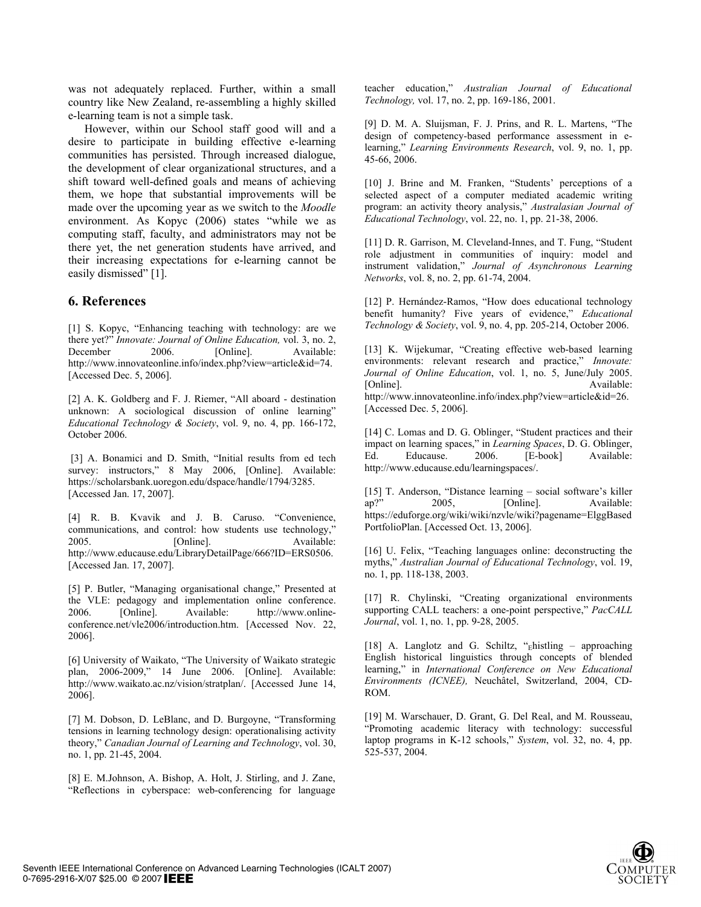was not adequately replaced. Further, within a small country like New Zealand, re-assembling a highly skilled e-learning team is not a simple task.

However, within our School staff good will and a desire to participate in building effective e-learning communities has persisted. Through increased dialogue, the development of clear organizational structures, and a shift toward well-defined goals and means of achieving them, we hope that substantial improvements will be made over the upcoming year as we switch to the *Moodle* environment. As Kopyc (2006) states "while we as computing staff, faculty, and administrators may not be there yet, the net generation students have arrived, and their increasing expectations for e-learning cannot be easily dismissed" [1].

## 6. References

[1] S. Kopyc, "Enhancing teaching with technology: are we there yet?" *Innovate: Journal of Online Education,* vol. 3, no. 2, December 2006. [Online]. Available: http://www.innovateonline.info/index.php?view=article&id=74. [Accessed Dec. 5, 2006].

[2] A. K. Goldberg and F. J. Riemer, "All aboard - destination unknown: A sociological discussion of online learning" *Educational Technology & Society*, vol. 9, no. 4, pp. 166-172, October 2006.

[3] A. Bonamici and D. Smith, "Initial results from ed tech survey: instructors," 8 May 2006, [Online]. Available: https://scholarsbank.uoregon.edu/dspace/handle/1794/3285. [Accessed Jan. 17, 2007].

[4] R. B. Kvavik and J. B. Caruso. "Convenience, communications, and control: how students use technology," 2005. [Online]. Available: http://www.educause.edu/LibraryDetailPage/666?ID=ERS0506. [Accessed Jan. 17, 2007].

[5] P. Butler, "Managing organisational change," Presented at the VLE: pedagogy and implementation online conference. 2006. [Online]. Available: http://www.online-conference.net/vle2006/introduction.htm. [Accessed Nov. 22, 2006].

[6] University of Waikato, "The University of Waikato strategic plan, 2006-2009," 14 June 2006. [Online]. Available: http://www.waikato.ac.nz/vision/stratplan/. [Accessed June 14, 2006].

[7] M. Dobson, D. LeBlanc, and D. Burgoyne, "Transforming tensions in learning technology design: operationalising activity theory," *Canadian Journal of Learning and Technology*, vol. 30, no. 1, pp. 21-45, 2004.

[8] E. M.Johnson, A. Bishop, A. Holt, J. Stirling, and J. Zane, "Reflections in cyberspace: web-conferencing for language teacher education," *Australian Journal of Educational Technology,* vol. 17, no. 2, pp. 169-186, 2001.

[9] D. M. A. Sluijsman, F. J. Prins, and R. L. Martens, "The design of competency-based performance assessment in e-learning," *Learning Environments Research*, vol. 9, no. 1, pp. 45-66, 2006.

[10] J. Brine and M. Franken, "Students' perceptions of a selected aspect of a computer mediated academic writing program: an activity theory analysis," *Australasian Journal of Educational Technology*, vol. 22, no. 1, pp. 21-38, 2006.

[11] D. R. Garrison, M. Cleveland-Innes, and T. Fung, "Student role adjustment in communities of inquiry: model and instrument validation," *Journal of Asynchronous Learning Networks*, vol. 8, no. 2, pp. 61-74, 2004.

[12] P. Hernández-Ramos, "How does educational technology benefit humanity? Five years of evidence," *Educational Technology & Society*, vol. 9, no. 4, pp. 205-214, October 2006.

[13] K. Wijekumar, "Creating effective web-based learning environments: relevant research and practice," *Innovate: Journal of Online Education*, vol. 1, no. 5, June/July 2005. [Online]. Available: http://www.innovateonline.info/index.php?view=article&id=26. [Accessed Dec. 5, 2006].

[14] C. Lomas and D. G. Oblinger, "Student practices and their impact on learning spaces," in *Learning Spaces*, D. G. Oblinger, Ed. Educause. 2006. [E-book] Available: http://www.educause.edu/learningspaces/.

[15] T. Anderson, "Distance learning – social software's killer ap?" 2005, [Online]. Available: https://eduforge.org/wiki/wiki/nzvle/wiki?pagename=ElggBasedPortfolioPlan. [Accessed Oct. 13, 2006].

[16] U. Felix, "Teaching languages online: deconstructing the myths," *Australian Journal of Educational Technology*, vol. 19, no. 1, pp. 118-138, 2003.

[17] R. Chylinski, "Creating organizational environments supporting CALL teachers: a one-point perspective," *PacCALL Journal*, vol. 1, no. 1, pp. 9-28, 2005.

[18] A. Langlotz and G. Schiltz, "$_E$histling – approaching English historical linguistics through concepts of blended learning," in *International Conference on New Educational Environments (ICNEE),* Neuchâtel, Switzerland, 2004, CD-ROM.

[19] M. Warschauer, D. Grant, G. Del Real, and M. Rousseau, "Promoting academic literacy with technology: successful laptop programs in K-12 schools," *System*, vol. 32, no. 4, pp. 525-537, 2004.